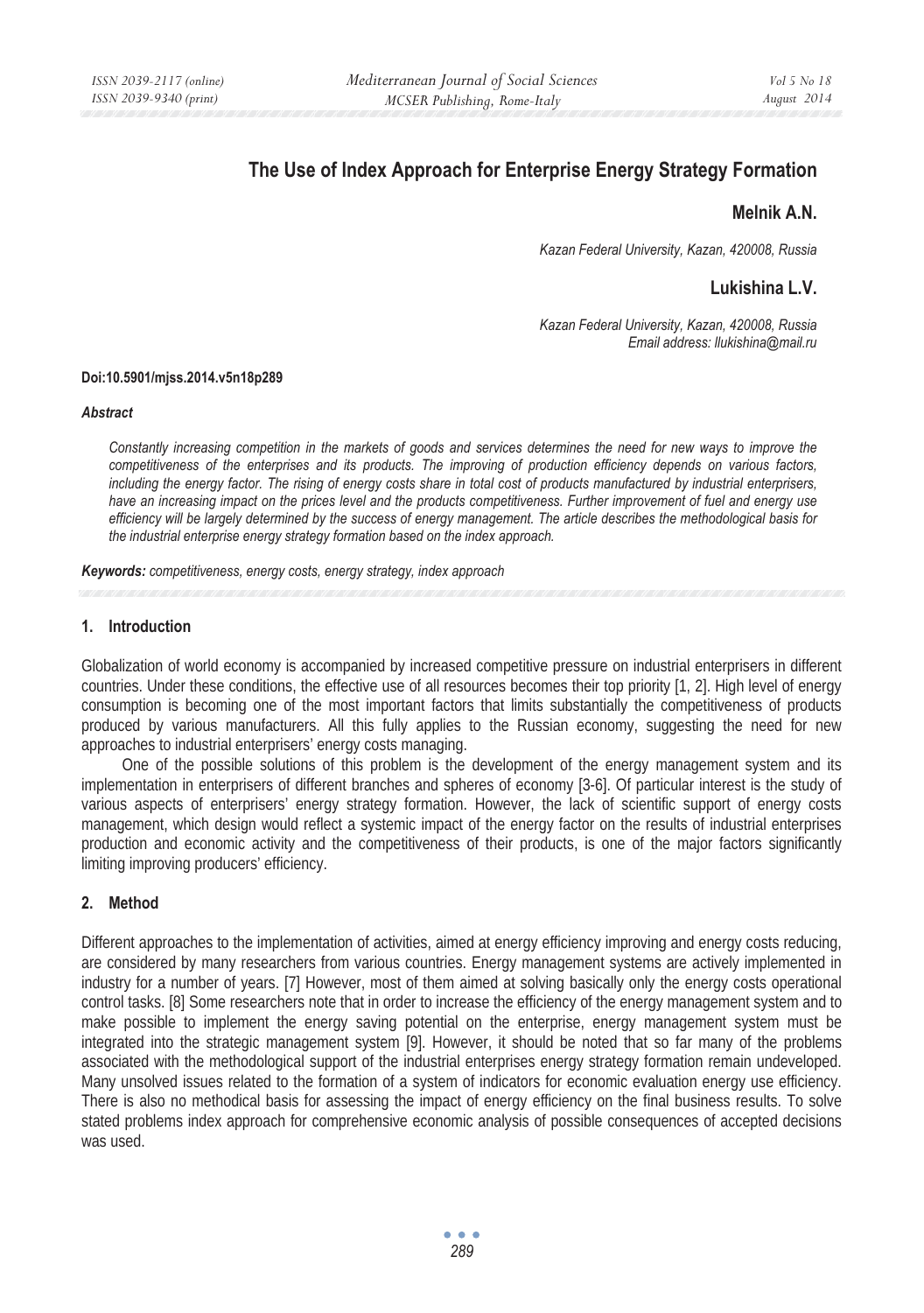# The Use of Index Approach for Enterprise Energy Strategy Formation

**Melnik A.N.**

*Kazan Federal University, Kazan, 420008, Russia*

**Lukishina L.V.**

*Kazan Federal University, Kazan, 420008, Russia*
*Email address: llukishina@mail.ru*

**Doi:10.5901/mjss.2014.v5n18p289**

***Abstract***

*Constantly increasing competition in the markets of goods and services determines the need for new ways to improve the competitiveness of the enterprises and its products. The improving of production efficiency depends on various factors, including the energy factor. The rising of energy costs share in total cost of products manufactured by industrial enterprisers, have an increasing impact on the prices level and the products competitiveness. Further improvement of fuel and energy use efficiency will be largely determined by the success of energy management. The article describes the methodological basis for the industrial enterprise energy strategy formation based on the index approach.*

***Keywords:*** *competitiveness, energy costs, energy strategy, index approach*

## 1. Introduction

Globalization of world economy is accompanied by increased competitive pressure on industrial enterprisers in different countries. Under these conditions, the effective use of all resources becomes their top priority [1, 2]. High level of energy consumption is becoming one of the most important factors that limits substantially the competitiveness of products produced by various manufacturers. All this fully applies to the Russian economy, suggesting the need for new approaches to industrial enterprisers' energy costs managing.

One of the possible solutions of this problem is the development of the energy management system and its implementation in enterprisers of different branches and spheres of economy [3-6]. Of particular interest is the study of various aspects of enterprisers' energy strategy formation. However, the lack of scientific support of energy costs management, which design would reflect a systemic impact of the energy factor on the results of industrial enterprises production and economic activity and the competitiveness of their products, is one of the major factors significantly limiting improving producers' efficiency.

## 2. Method

Different approaches to the implementation of activities, aimed at energy efficiency improving and energy costs reducing, are considered by many researchers from various countries. Energy management systems are actively implemented in industry for a number of years. [7] However, most of them aimed at solving basically only the energy costs operational control tasks. [8] Some researchers note that in order to increase the efficiency of the energy management system and to make possible to implement the energy saving potential on the enterprise, energy management system must be integrated into the strategic management system [9]. However, it should be noted that so far many of the problems associated with the methodological support of the industrial enterprises energy strategy formation remain undeveloped. Many unsolved issues related to the formation of a system of indicators for economic evaluation energy use efficiency. There is also no methodical basis for assessing the impact of energy efficiency on the final business results. To solve stated problems index approach for comprehensive economic analysis of possible consequences of accepted decisions was used.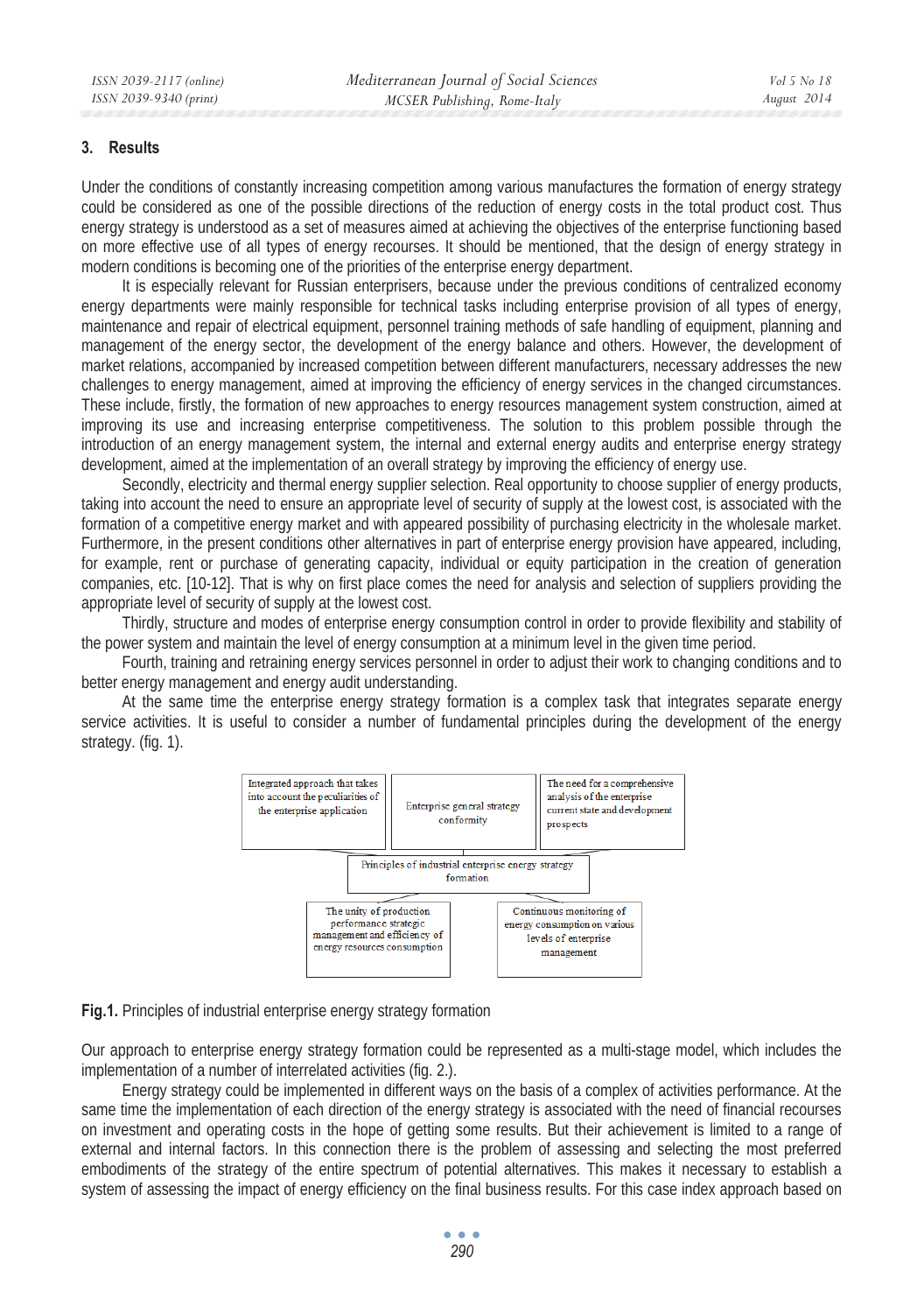## 3. Results

Under the conditions of constantly increasing competition among various manufactures the formation of energy strategy could be considered as one of the possible directions of the reduction of energy costs in the total product cost. Thus energy strategy is understood as a set of measures aimed at achieving the objectives of the enterprise functioning based on more effective use of all types of energy recourses. It should be mentioned, that the design of energy strategy in modern conditions is becoming one of the priorities of the enterprise energy department.

It is especially relevant for Russian enterprisers, because under the previous conditions of centralized economy energy departments were mainly responsible for technical tasks including enterprise provision of all types of energy, maintenance and repair of electrical equipment, personnel training methods of safe handling of equipment, planning and management of the energy sector, the development of the energy balance and others. However, the development of market relations, accompanied by increased competition between different manufacturers, necessary addresses the new challenges to energy management, aimed at improving the efficiency of energy services in the changed circumstances. These include, firstly, the formation of new approaches to energy resources management system construction, aimed at improving its use and increasing enterprise competitiveness. The solution to this problem possible through the introduction of an energy management system, the internal and external energy audits and enterprise energy strategy development, aimed at the implementation of an overall strategy by improving the efficiency of energy use.

Secondly, electricity and thermal energy supplier selection. Real opportunity to choose supplier of energy products, taking into account the need to ensure an appropriate level of security of supply at the lowest cost, is associated with the formation of a competitive energy market and with appeared possibility of purchasing electricity in the wholesale market. Furthermore, in the present conditions other alternatives in part of enterprise energy provision have appeared, including, for example, rent or purchase of generating capacity, individual or equity participation in the creation of generation companies, etc. [10-12]. That is why on first place comes the need for analysis and selection of suppliers providing the appropriate level of security of supply at the lowest cost.

Thirdly, structure and modes of enterprise energy consumption control in order to provide flexibility and stability of the power system and maintain the level of energy consumption at a minimum level in the given time period.

Fourth, training and retraining energy services personnel in order to adjust their work to changing conditions and to better energy management and energy audit understanding.

At the same time the enterprise energy strategy formation is a complex task that integrates separate energy service activities. It is useful to consider a number of fundamental principles during the development of the energy strategy. (fig. 1).

Principles of industrial enterprise energy strategy formation:

- Integrated approach that takes into account the peculiarities of the enterprise application
- Enterprise general strategy conformity
- The need for a comprehensive analysis of the enterprise current state and development prospects
- The unity of production performance strategic management and efficiency of energy resources consumption
- Continuous monitoring of energy consumption on various levels of enterprise management

**Fig.1.** Principles of industrial enterprise energy strategy formation

Our approach to enterprise energy strategy formation could be represented as a multi-stage model, which includes the implementation of a number of interrelated activities (fig. 2.).

Energy strategy could be implemented in different ways on the basis of a complex of activities performance. At the same time the implementation of each direction of the energy strategy is associated with the need of financial recourses on investment and operating costs in the hope of getting some results. But their achievement is limited to a range of external and internal factors. In this connection there is the problem of assessing and selecting the most preferred embodiments of the strategy of the entire spectrum of potential alternatives. This makes it necessary to establish a system of assessing the impact of energy efficiency on the final business results. For this case index approach based on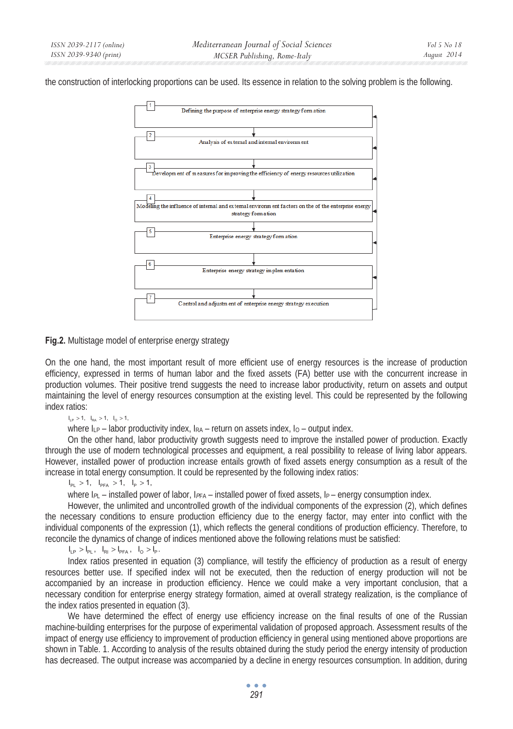the construction of interlocking proportions can be used. Its essence in relation to the solving problem is the following.

1. Defining the purpose of enterprise energy strategy formation
2. Analysis of external and internal environment
3. Development of measures for improving the efficiency of energy resources utilization
4. Modeling the influence of internal and external environment factors on the of the enterprise energy strategy formation
5. Enterprise energy strategy formation
6. Enterprise energy strategy implementation
7. Control and adjustment of enterprise energy strategy execution

**Fig.2.** Multistage model of enterprise energy strategy

On the one hand, the most important result of more efficient use of energy resources is the increase of production efficiency, expressed in terms of human labor and the fixed assets (FA) better use with the concurrent increase in production volumes. Their positive trend suggests the need to increase labor productivity, return on assets and output maintaining the level of energy resources consumption at the existing level. This could be represented by the following index ratios:

$$I_{LP} > 1, \quad I_{RA} > 1, \quad I_O > 1,$$

where $I_{LP}$ – labor productivity index, $I_{RA}$ – return on assets index, $I_O$ – output index.

On the other hand, labor productivity growth suggests need to improve the installed power of production. Exactly through the use of modern technological processes and equipment, a real possibility to release of living labor appears. However, installed power of production increase entails growth of fixed assets energy consumption as a result of the increase in total energy consumption. It could be represented by the following index ratios:

$$I_{PL} > 1, \quad I_{PFA} > 1, \quad I_P > 1,$$

where $I_{PL}$ – installed power of labor, $I_{PFA}$ – installed power of fixed assets, $I_P$ – energy consumption index.

However, the unlimited and uncontrolled growth of the individual components of the expression (2), which defines the necessary conditions to ensure production efficiency due to the energy factor, may enter into conflict with the individual components of the expression (1), which reflects the general conditions of production efficiency. Therefore, to reconcile the dynamics of change of indices mentioned above the following relations must be satisfied:

$$I_{LP} > I_{PL}, \quad I_{RI} > I_{PFA}, \quad I_O > I_P.$$

Index ratios presented in equation (3) compliance, will testify the efficiency of production as a result of energy resources better use. If specified index will not be executed, then the reduction of energy production will not be accompanied by an increase in production efficiency. Hence we could make a very important conclusion, that a necessary condition for enterprise energy strategy formation, aimed at overall strategy realization, is the compliance of the index ratios presented in equation (3).

We have determined the effect of energy use efficiency increase on the final results of one of the Russian machine-building enterprises for the purpose of experimental validation of proposed approach. Assessment results of the impact of energy use efficiency to improvement of production efficiency in general using mentioned above proportions are shown in Table. 1. According to analysis of the results obtained during the study period the energy intensity of production has decreased. The output increase was accompanied by a decline in energy resources consumption. In addition, during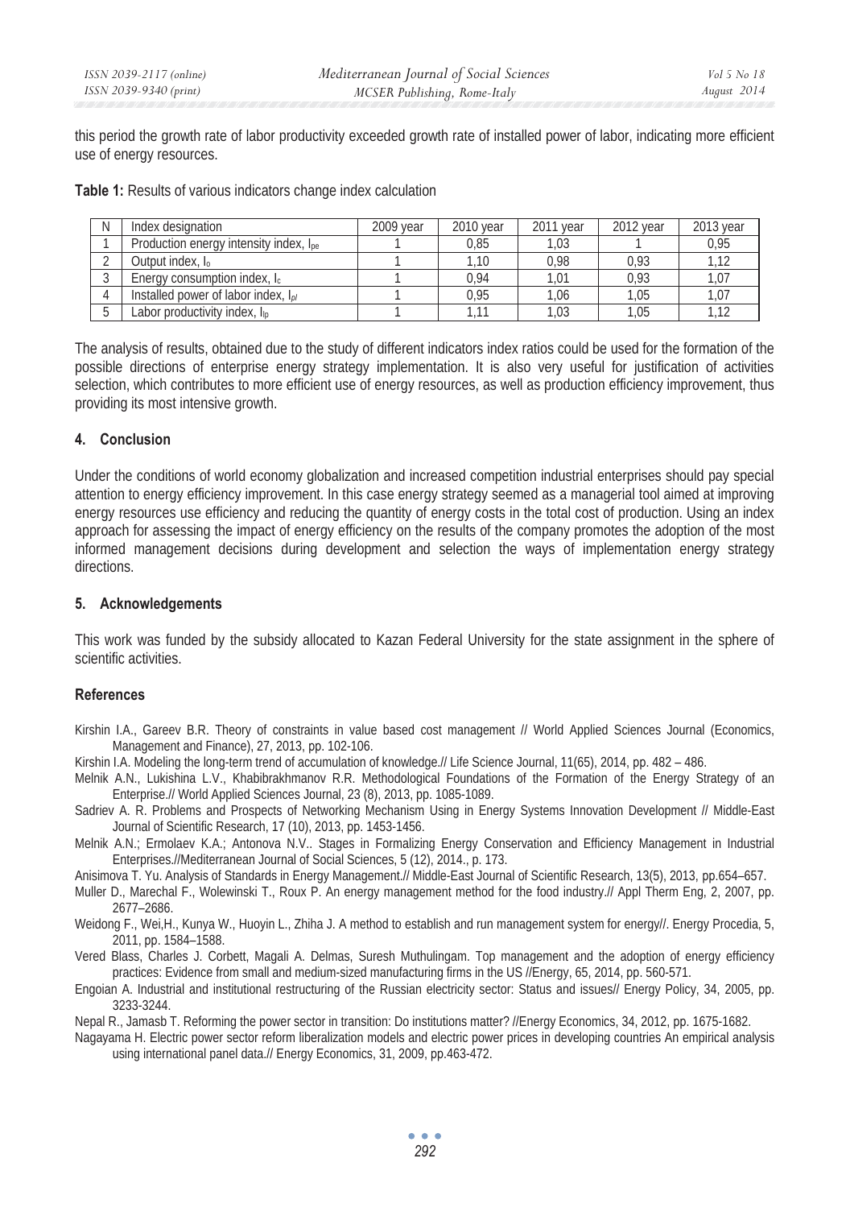this period the growth rate of labor productivity exceeded growth rate of installed power of labor, indicating more efficient use of energy resources.

**Table 1:** Results of various indicators change index calculation

| N | Index designation | 2009 year | 2010 year | 2011 year | 2012 year | 2013 year |
|---|---|---|---|---|---|---|
| 1 | Production energy intensity index, $I_{pe}$ | 1 | 0,85 | 1,03 | 1 | 0,95 |
| 2 | Output index, $I_o$ | 1 | 1,10 | 0,98 | 0,93 | 1,12 |
| 3 | Energy consumption index, $I_c$ | 1 | 0,94 | 1,01 | 0,93 | 1,07 |
| 4 | Installed power of labor index, $I_{pl}$ | 1 | 0,95 | 1,06 | 1,05 | 1,07 |
| 5 | Labor productivity index, $I_{lp}$ | 1 | 1,11 | 1,03 | 1,05 | 1,12 |

The analysis of results, obtained due to the study of different indicators index ratios could be used for the formation of the possible directions of enterprise energy strategy implementation. It is also very useful for justification of activities selection, which contributes to more efficient use of energy resources, as well as production efficiency improvement, thus providing its most intensive growth.

## 4. Conclusion

Under the conditions of world economy globalization and increased competition industrial enterprises should pay special attention to energy efficiency improvement. In this case energy strategy seemed as a managerial tool aimed at improving energy resources use efficiency and reducing the quantity of energy costs in the total cost of production. Using an index approach for assessing the impact of energy efficiency on the results of the company promotes the adoption of the most informed management decisions during development and selection the ways of implementation energy strategy directions.

## 5. Acknowledgements

This work was funded by the subsidy allocated to Kazan Federal University for the state assignment in the sphere of scientific activities.

## References

Kirshin I.A., Gareev B.R. Theory of constraints in value based cost management // World Applied Sciences Journal (Economics, Management and Finance), 27, 2013, pp. 102-106.

Kirshin I.A. Modeling the long-term trend of accumulation of knowledge.// Life Science Journal, 11(65), 2014, pp. 482 – 486.

Melnik A.N., Lukishina L.V., Khabibrakhmanov R.R. Methodological Foundations of the Formation of the Energy Strategy of an Enterprise.// World Applied Sciences Journal, 23 (8), 2013, pp. 1085-1089.

Sadriev A. R. Problems and Prospects of Networking Mechanism Using in Energy Systems Innovation Development // Middle-East Journal of Scientific Research, 17 (10), 2013, pp. 1453-1456.

Melnik A.N.; Ermolaev K.A.; Antonova N.V.. Stages in Formalizing Energy Conservation and Efficiency Management in Industrial Enterprises.//Mediterranean Journal of Social Sciences, 5 (12), 2014., p. 173.

Anisimova T. Yu. Analysis of Standards in Energy Management.// Middle-East Journal of Scientific Research, 13(5), 2013, pp.654–657.

Muller D., Marechal F., Wolewinski T., Roux P. An energy management method for the food industry.// Appl Therm Eng, 2, 2007, pp. 2677–2686.

Weidong F., Wei,H., Kunya W., Huoyin L., Zhiha J. A method to establish and run management system for energy//. Energy Procedia, 5, 2011, pp. 1584–1588.

Vered Blass, Charles J. Corbett, Magali A. Delmas, Suresh Muthulingam. Top management and the adoption of energy efficiency practices: Evidence from small and medium-sized manufacturing firms in the US //Energy, 65, 2014, pp. 560-571.

Engoian A. Industrial and institutional restructuring of the Russian electricity sector: Status and issues// Energy Policy, 34, 2005, pp. 3233-3244.

Nepal R., Jamasb T. Reforming the power sector in transition: Do institutions matter? //Energy Economics, 34, 2012, pp. 1675-1682.

Nagayama H. Electric power sector reform liberalization models and electric power prices in developing countries An empirical analysis using international panel data.// Energy Economics, 31, 2009, pp.463-472.